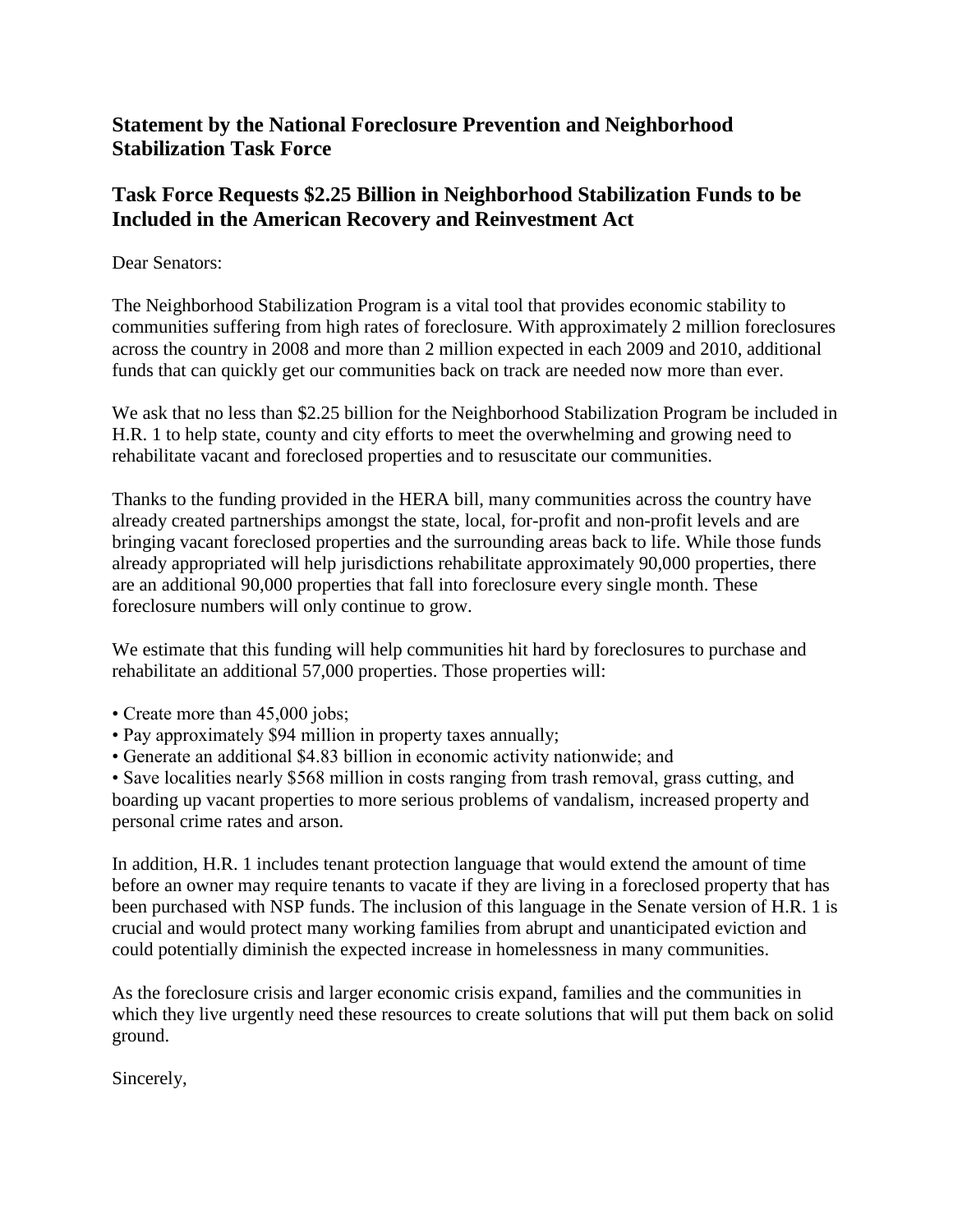## Statement by the National Foreclosure Prevention and Neighborhood Stabilization Task Force

## Task Force Requests $2.25 Billion in Neighborhood Stabilization Funds to be Included in the American Recovery and Reinvestment Act

Dear Senators:

The Neighborhood Stabilization Program is a vital tool that provides economic stability to communities suffering from high rates of foreclosure. With approximately 2 million foreclosures across the country in 2008 and more than 2 million expected in each 2009 and 2010, additional funds that can quickly get our communities back on track are needed now more than ever.

We ask that no less than $2.25 billion for the Neighborhood Stabilization Program be included in H.R. 1 to help state, county and city efforts to meet the overwhelming and growing need to rehabilitate vacant and foreclosed properties and to resuscitate our communities.

Thanks to the funding provided in the HERA bill, many communities across the country have already created partnerships amongst the state, local, for-profit and non-profit levels and are bringing vacant foreclosed properties and the surrounding areas back to life. While those funds already appropriated will help jurisdictions rehabilitate approximately 90,000 properties, there are an additional 90,000 properties that fall into foreclosure every single month. These foreclosure numbers will only continue to grow.

We estimate that this funding will help communities hit hard by foreclosures to purchase and rehabilitate an additional 57,000 properties. Those properties will:

- Create more than 45,000 jobs;
- Pay approximately $94 million in property taxes annually;
- Generate an additional $4.83 billion in economic activity nationwide; and
- Save localities nearly $568 million in costs ranging from trash removal, grass cutting, and boarding up vacant properties to more serious problems of vandalism, increased property and personal crime rates and arson.

In addition, H.R. 1 includes tenant protection language that would extend the amount of time before an owner may require tenants to vacate if they are living in a foreclosed property that has been purchased with NSP funds. The inclusion of this language in the Senate version of H.R. 1 is crucial and would protect many working families from abrupt and unanticipated eviction and could potentially diminish the expected increase in homelessness in many communities.

As the foreclosure crisis and larger economic crisis expand, families and the communities in which they live urgently need these resources to create solutions that will put them back on solid ground.

Sincerely,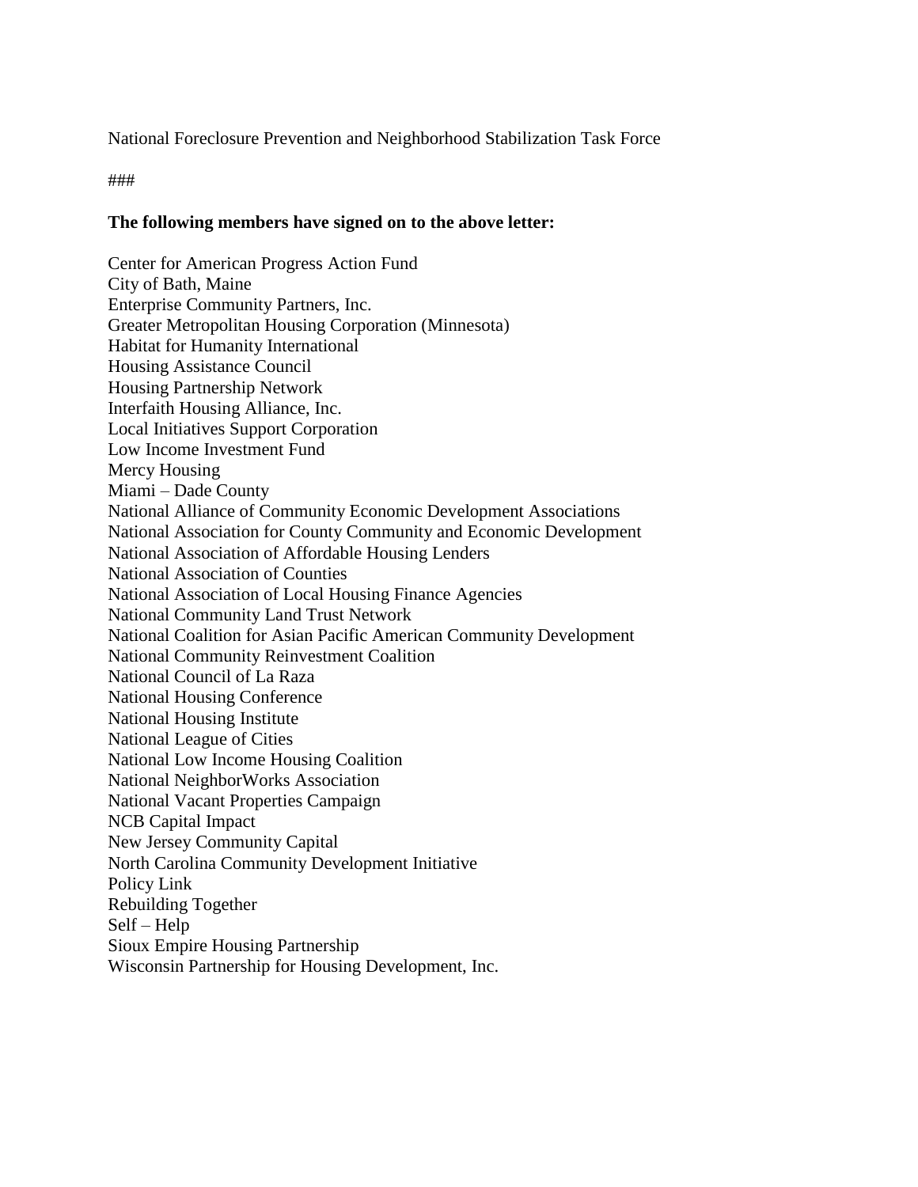National Foreclosure Prevention and Neighborhood Stabilization Task Force

###

**The following members have signed on to the above letter:**

Center for American Progress Action Fund
City of Bath, Maine
Enterprise Community Partners, Inc.
Greater Metropolitan Housing Corporation (Minnesota)
Habitat for Humanity International
Housing Assistance Council
Housing Partnership Network
Interfaith Housing Alliance, Inc.
Local Initiatives Support Corporation
Low Income Investment Fund
Mercy Housing
Miami – Dade County
National Alliance of Community Economic Development Associations
National Association for County Community and Economic Development
National Association of Affordable Housing Lenders
National Association of Counties
National Association of Local Housing Finance Agencies
National Community Land Trust Network
National Coalition for Asian Pacific American Community Development
National Community Reinvestment Coalition
National Council of La Raza
National Housing Conference
National Housing Institute
National League of Cities
National Low Income Housing Coalition
National NeighborWorks Association
National Vacant Properties Campaign
NCB Capital Impact
New Jersey Community Capital
North Carolina Community Development Initiative
Policy Link
Rebuilding Together
Self – Help
Sioux Empire Housing Partnership
Wisconsin Partnership for Housing Development, Inc.